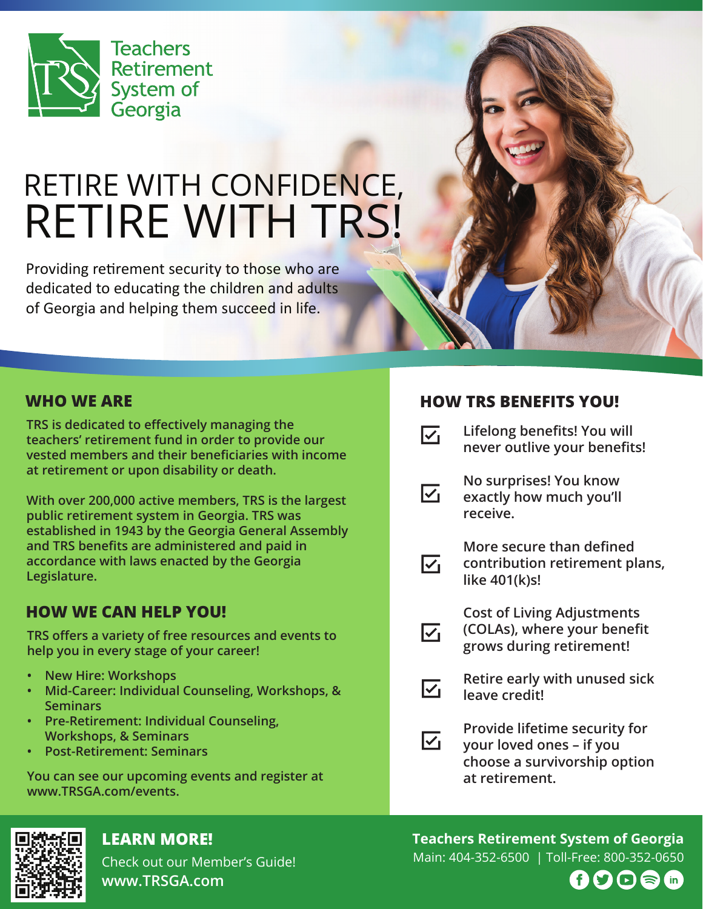Teachers Retirement System of Georgia

# RETIRE WITH CONFIDENCE, RETIRE WITH TRS!

Providing retirement security to those who are dedicated to educating the children and adults of Georgia and helping them succeed in life.

## WHO WE ARE

**TRS is dedicated to effectively managing the teachers' retirement fund in order to provide our vested members and their beneficiaries with income at retirement or upon disability or death.**

**With over 200,000 active members, TRS is the largest public retirement system in Georgia. TRS was established in 1943 by the Georgia General Assembly and TRS benefits are administered and paid in accordance with laws enacted by the Georgia Legislature.**

## HOW WE CAN HELP YOU!

**TRS offers a variety of free resources and events to help you in every stage of your career!**

- **New Hire: Workshops**
- **Mid-Career: Individual Counseling, Workshops, & Seminars**
- **Pre-Retirement: Individual Counseling, Workshops, & Seminars**
- **Post-Retirement: Seminars**

**You can see our upcoming events and register at www.TRSGA.com/events.**

## HOW TRS BENEFITS YOU!

- ☑ **Lifelong benefits! You will never outlive your benefits!**
- ☑ **No surprises! You know exactly how much you'll receive.**
- ☑ **More secure than defined contribution retirement plans, like 401(k)s!**
- ☑ **Cost of Living Adjustments (COLAs), where your benefit grows during retirement!**
- ☑ **Retire early with unused sick leave credit!**
- ☑ **Provide lifetime security for your loved ones – if you choose a survivorship option at retirement.**

## LEARN MORE!

Check out our Member's Guide!

**www.TRSGA.com**

**Teachers Retirement System of Georgia**

Main: 404-352-6500 | Toll-Free: 800-352-0650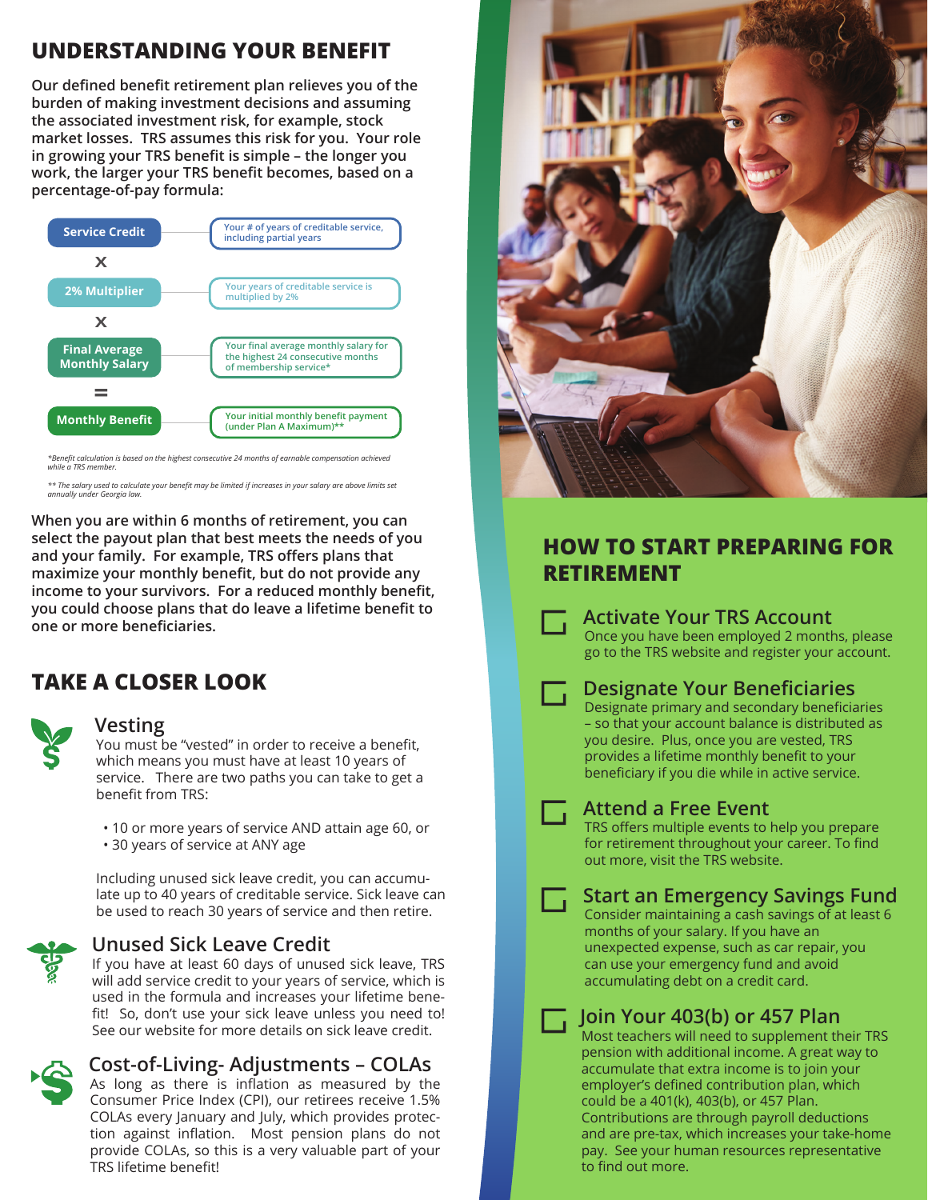## UNDERSTANDING YOUR BENEFIT

**Our defined benefit retirement plan relieves you of the burden of making investment decisions and assuming the associated investment risk, for example, stock market losses. TRS assumes this risk for you. Your role in growing your TRS benefit is simple – the longer you work, the larger your TRS benefit becomes, based on a percentage-of-pay formula:**

**Service Credit** — Your # of years of creditable service, including partial years

x

**2% Multiplier** — Your years of creditable service is multiplied by 2%

x

**Final Average Monthly Salary** — Your final average monthly salary for the highest 24 consecutive months of membership service*

=

**Monthly Benefit** — Your initial monthly benefit payment (under Plan A Maximum)**

*\*Benefit calculation is based on the highest consecutive 24 months of earnable compensation achieved while a TRS member.*

*\*\* The salary used to calculate your benefit may be limited if increases in your salary are above limits set annually under Georgia law.*

**When you are within 6 months of retirement, you can select the payout plan that best meets the needs of you and your family. For example, TRS offers plans that maximize your monthly benefit, but do not provide any income to your survivors. For a reduced monthly benefit, you could choose plans that do leave a lifetime benefit to one or more beneficiaries.**

## TAKE A CLOSER LOOK

### Vesting

You must be "vested" in order to receive a benefit, which means you must have at least 10 years of service. There are two paths you can take to get a benefit from TRS:

- 10 or more years of service AND attain age 60, or
- 30 years of service at ANY age

Including unused sick leave credit, you can accumulate up to 40 years of creditable service. Sick leave can be used to reach 30 years of service and then retire.

### Unused Sick Leave Credit

If you have at least 60 days of unused sick leave, TRS will add service credit to your years of service, which is used in the formula and increases your lifetime benefit! So, don't use your sick leave unless you need to! See our website for more details on sick leave credit.

### Cost-of-Living- Adjustments – COLAs

As long as there is inflation as measured by the Consumer Price Index (CPI), our retirees receive 1.5% COLAs every January and July, which provides protection against inflation. Most pension plans do not provide COLAs, so this is a very valuable part of your TRS lifetime benefit!

## HOW TO START PREPARING FOR RETIREMENT

### Activate Your TRS Account

Once you have been employed 2 months, please go to the TRS website and register your account.

### Designate Your Beneficiaries

Designate primary and secondary beneficiaries – so that your account balance is distributed as you desire. Plus, once you are vested, TRS provides a lifetime monthly benefit to your beneficiary if you die while in active service.

### Attend a Free Event

TRS offers multiple events to help you prepare for retirement throughout your career. To find out more, visit the TRS website.

### Start an Emergency Savings Fund

Consider maintaining a cash savings of at least 6 months of your salary. If you have an unexpected expense, such as car repair, you can use your emergency fund and avoid accumulating debt on a credit card.

### Join Your 403(b) or 457 Plan

Most teachers will need to supplement their TRS pension with additional income. A great way to accumulate that extra income is to join your employer's defined contribution plan, which could be a 401(k), 403(b), or 457 Plan. Contributions are through payroll deductions and are pre-tax, which increases your take-home pay. See your human resources representative to find out more.